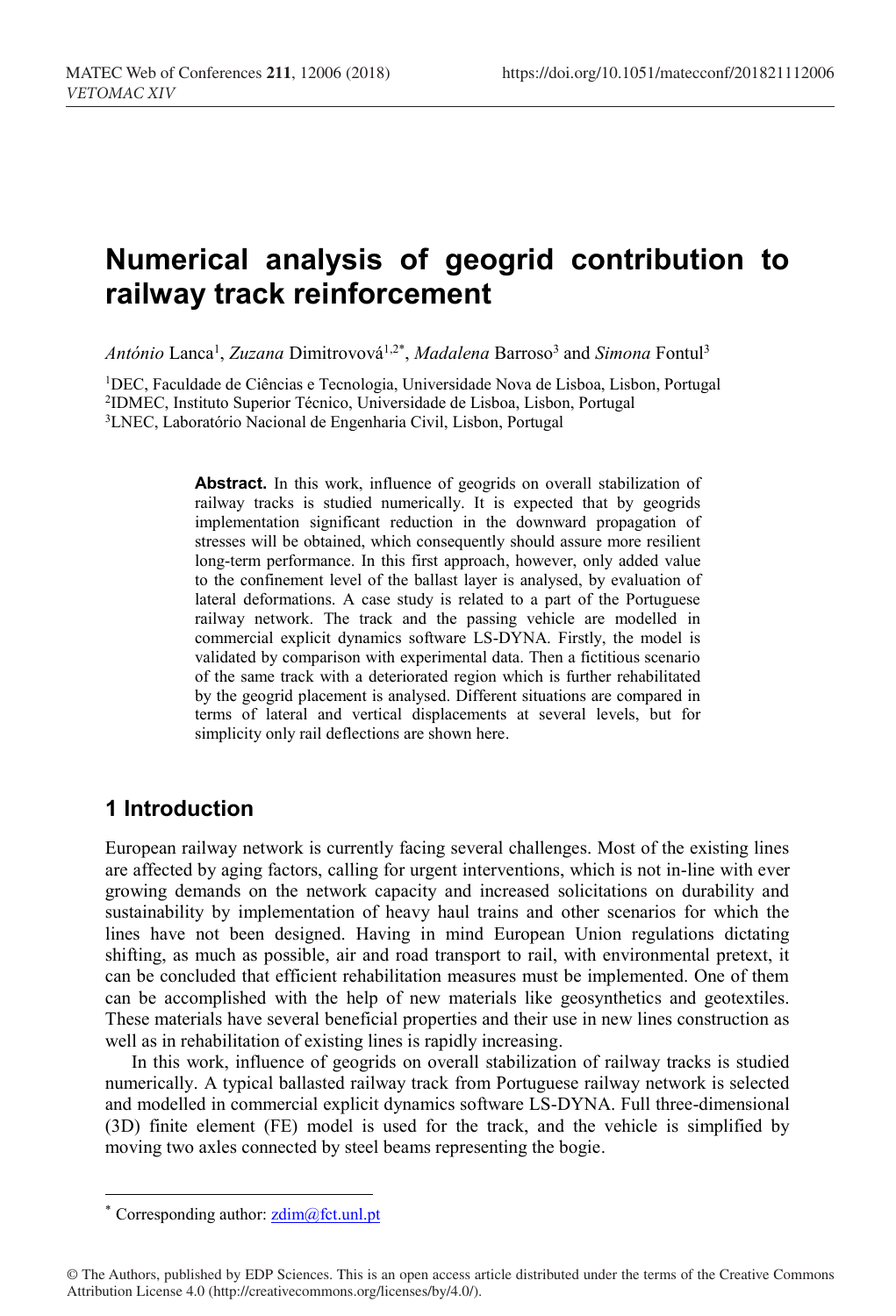# Numerical analysis of geogrid contribution to railway track reinforcement

*António* Lanca[1], *Zuzana* Dimitrovová[1,2*], *Madalena* Barroso[3] and *Simona* Fontul[3]

[1]DEC, Faculdade de Ciências e Tecnologia, Universidade Nova de Lisboa, Lisbon, Portugal
[2]IDMEC, Instituto Superior Técnico, Universidade de Lisboa, Lisbon, Portugal
[3]LNEC, Laboratório Nacional de Engenharia Civil, Lisbon, Portugal

**Abstract.** In this work, influence of geogrids on overall stabilization of railway tracks is studied numerically. It is expected that by geogrids implementation significant reduction in the downward propagation of stresses will be obtained, which consequently should assure more resilient long-term performance. In this first approach, however, only added value to the confinement level of the ballast layer is analysed, by evaluation of lateral deformations. A case study is related to a part of the Portuguese railway network. The track and the passing vehicle are modelled in commercial explicit dynamics software LS-DYNA. Firstly, the model is validated by comparison with experimental data. Then a fictitious scenario of the same track with a deteriorated region which is further rehabilitated by the geogrid placement is analysed. Different situations are compared in terms of lateral and vertical displacements at several levels, but for simplicity only rail deflections are shown here.

## 1 Introduction

European railway network is currently facing several challenges. Most of the existing lines are affected by aging factors, calling for urgent interventions, which is not in-line with ever growing demands on the network capacity and increased solicitations on durability and sustainability by implementation of heavy haul trains and other scenarios for which the lines have not been designed. Having in mind European Union regulations dictating shifting, as much as possible, air and road transport to rail, with environmental pretext, it can be concluded that efficient rehabilitation measures must be implemented. One of them can be accomplished with the help of new materials like geosynthetics and geotextiles. These materials have several beneficial properties and their use in new lines construction as well as in rehabilitation of existing lines is rapidly increasing.

In this work, influence of geogrids on overall stabilization of railway tracks is studied numerically. A typical ballasted railway track from Portuguese railway network is selected and modelled in commercial explicit dynamics software LS-DYNA. Full three-dimensional (3D) finite element (FE) model is used for the track, and the vehicle is simplified by moving two axles connected by steel beams representing the bogie.

[*] Corresponding author: zdim@fct.unl.pt

© The Authors, published by EDP Sciences. This is an open access article distributed under the terms of the Creative Commons Attribution License 4.0 (http://creativecommons.org/licenses/by/4.0/).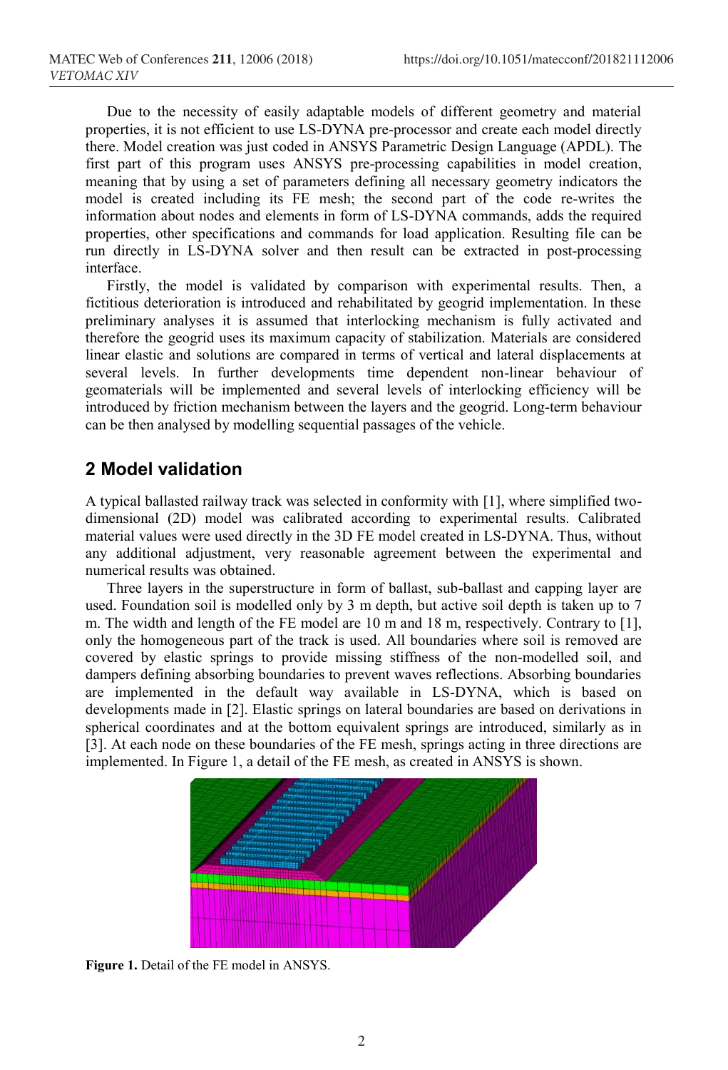Due to the necessity of easily adaptable models of different geometry and material properties, it is not efficient to use LS-DYNA pre-processor and create each model directly there. Model creation was just coded in ANSYS Parametric Design Language (APDL). The first part of this program uses ANSYS pre-processing capabilities in model creation, meaning that by using a set of parameters defining all necessary geometry indicators the model is created including its FE mesh; the second part of the code re-writes the information about nodes and elements in form of LS-DYNA commands, adds the required properties, other specifications and commands for load application. Resulting file can be run directly in LS-DYNA solver and then result can be extracted in post-processing interface.

Firstly, the model is validated by comparison with experimental results. Then, a fictitious deterioration is introduced and rehabilitated by geogrid implementation. In these preliminary analyses it is assumed that interlocking mechanism is fully activated and therefore the geogrid uses its maximum capacity of stabilization. Materials are considered linear elastic and solutions are compared in terms of vertical and lateral displacements at several levels. In further developments time dependent non-linear behaviour of geomaterials will be implemented and several levels of interlocking efficiency will be introduced by friction mechanism between the layers and the geogrid. Long-term behaviour can be then analysed by modelling sequential passages of the vehicle.

## 2 Model validation

A typical ballasted railway track was selected in conformity with [1], where simplified two-dimensional (2D) model was calibrated according to experimental results. Calibrated material values were used directly in the 3D FE model created in LS-DYNA. Thus, without any additional adjustment, very reasonable agreement between the experimental and numerical results was obtained.

Three layers in the superstructure in form of ballast, sub-ballast and capping layer are used. Foundation soil is modelled only by 3 m depth, but active soil depth is taken up to 7 m. The width and length of the FE model are 10 m and 18 m, respectively. Contrary to [1], only the homogeneous part of the track is used. All boundaries where soil is removed are covered by elastic springs to provide missing stiffness of the non-modelled soil, and dampers defining absorbing boundaries to prevent waves reflections. Absorbing boundaries are implemented in the default way available in LS-DYNA, which is based on developments made in [2]. Elastic springs on lateral boundaries are based on derivations in spherical coordinates and at the bottom equivalent springs are introduced, similarly as in [3]. At each node on these boundaries of the FE mesh, springs acting in three directions are implemented. In Figure 1, a detail of the FE mesh, as created in ANSYS is shown.

**Figure 1.** Detail of the FE model in ANSYS.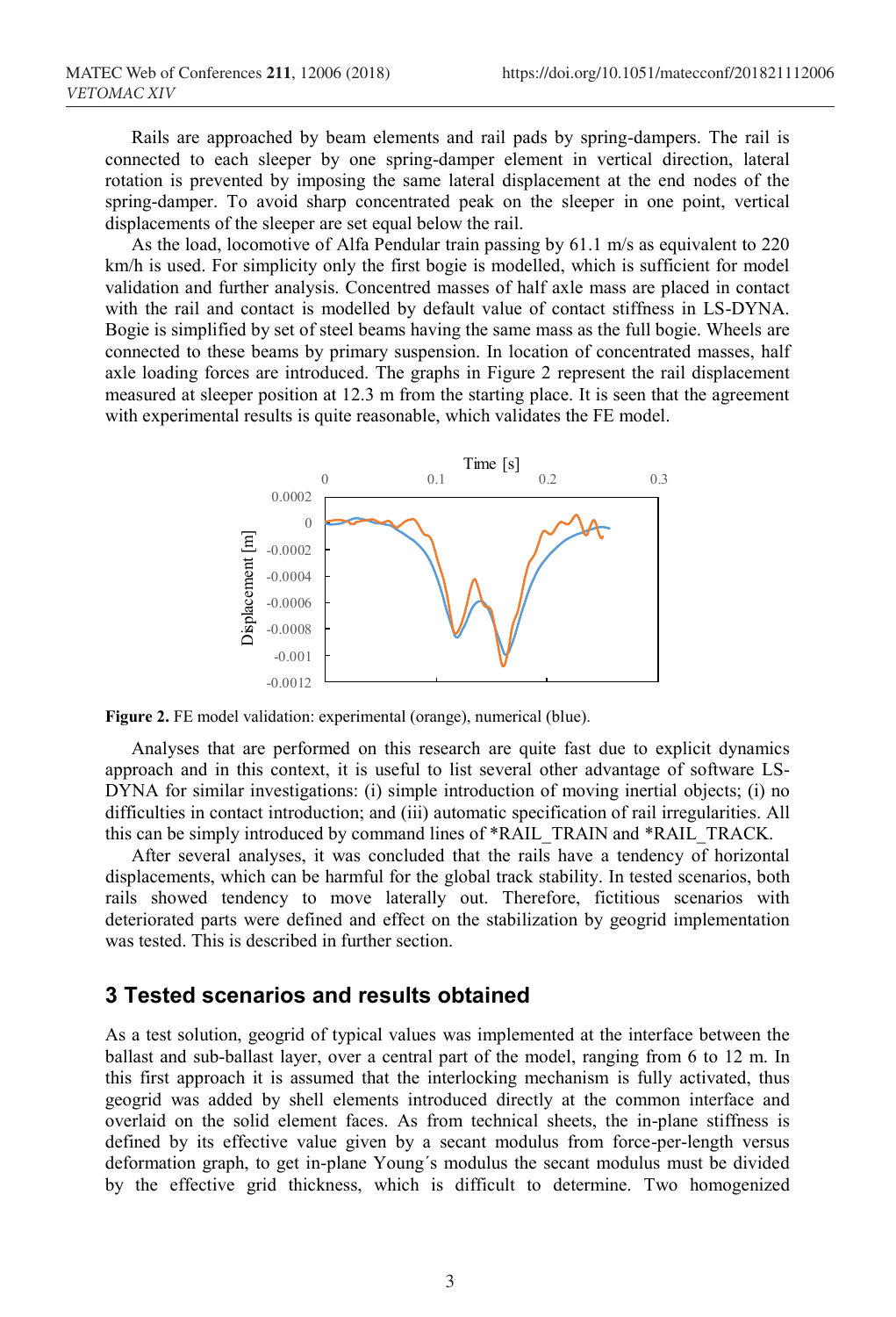Rails are approached by beam elements and rail pads by spring-dampers. The rail is connected to each sleeper by one spring-damper element in vertical direction, lateral rotation is prevented by imposing the same lateral displacement at the end nodes of the spring-damper. To avoid sharp concentrated peak on the sleeper in one point, vertical displacements of the sleeper are set equal below the rail.

As the load, locomotive of Alfa Pendular train passing by 61.1 m/s as equivalent to 220 km/h is used. For simplicity only the first bogie is modelled, which is sufficient for model validation and further analysis. Concentred masses of half axle mass are placed in contact with the rail and contact is modelled by default value of contact stiffness in LS-DYNA. Bogie is simplified by set of steel beams having the same mass as the full bogie. Wheels are connected to these beams by primary suspension. In location of concentrated masses, half axle loading forces are introduced. The graphs in Figure 2 represent the rail displacement measured at sleeper position at 12.3 m from the starting place. It is seen that the agreement with experimental results is quite reasonable, which validates the FE model.

**Figure 2.** FE model validation: experimental (orange), numerical (blue).

Analyses that are performed on this research are quite fast due to explicit dynamics approach and in this context, it is useful to list several other advantage of software LS-DYNA for similar investigations: (i) simple introduction of moving inertial objects; (i) no difficulties in contact introduction; and (iii) automatic specification of rail irregularities. All this can be simply introduced by command lines of *RAIL_TRAIN and *RAIL_TRACK.

After several analyses, it was concluded that the rails have a tendency of horizontal displacements, which can be harmful for the global track stability. In tested scenarios, both rails showed tendency to move laterally out. Therefore, fictitious scenarios with deteriorated parts were defined and effect on the stabilization by geogrid implementation was tested. This is described in further section.

## 3 Tested scenarios and results obtained

As a test solution, geogrid of typical values was implemented at the interface between the ballast and sub-ballast layer, over a central part of the model, ranging from 6 to 12 m. In this first approach it is assumed that the interlocking mechanism is fully activated, thus geogrid was added by shell elements introduced directly at the common interface and overlaid on the solid element faces. As from technical sheets, the in-plane stiffness is defined by its effective value given by a secant modulus from force-per-length versus deformation graph, to get in-plane Young´s modulus the secant modulus must be divided by the effective grid thickness, which is difficult to determine. Two homogenized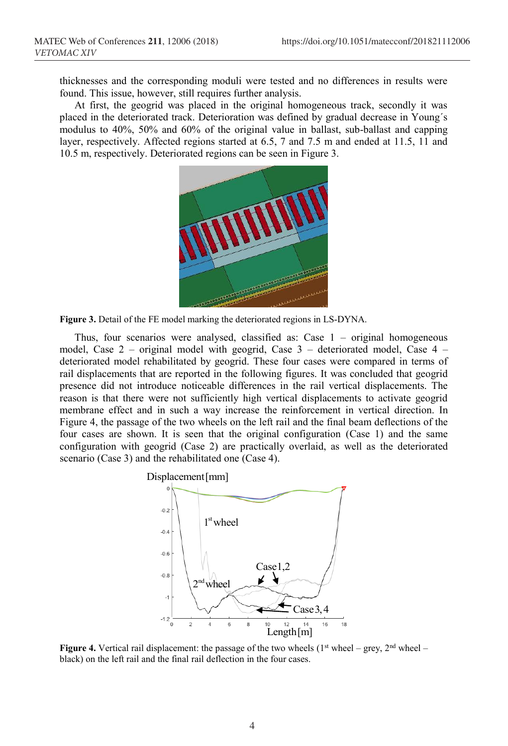thicknesses and the corresponding moduli were tested and no differences in results were found. This issue, however, still requires further analysis.

At first, the geogrid was placed in the original homogeneous track, secondly it was placed in the deteriorated track. Deterioration was defined by gradual decrease in Young´s modulus to 40%, 50% and 60% of the original value in ballast, sub-ballast and capping layer, respectively. Affected regions started at 6.5, 7 and 7.5 m and ended at 11.5, 11 and 10.5 m, respectively. Deteriorated regions can be seen in Figure 3.

**Figure 3.** Detail of the FE model marking the deteriorated regions in LS-DYNA.

Thus, four scenarios were analysed, classified as: Case 1 – original homogeneous model, Case 2 – original model with geogrid, Case 3 – deteriorated model, Case 4 – deteriorated model rehabilitated by geogrid. These four cases were compared in terms of rail displacements that are reported in the following figures. It was concluded that geogrid presence did not introduce noticeable differences in the rail vertical displacements. The reason is that there were not sufficiently high vertical displacements to activate geogrid membrane effect and in such a way increase the reinforcement in vertical direction. In Figure 4, the passage of the two wheels on the left rail and the final beam deflections of the four cases are shown. It is seen that the original configuration (Case 1) and the same configuration with geogrid (Case 2) are practically overlaid, as well as the deteriorated scenario (Case 3) and the rehabilitated one (Case 4).

**Figure 4.** Vertical rail displacement: the passage of the two wheels (1st wheel – grey, 2nd wheel – black) on the left rail and the final rail deflection in the four cases.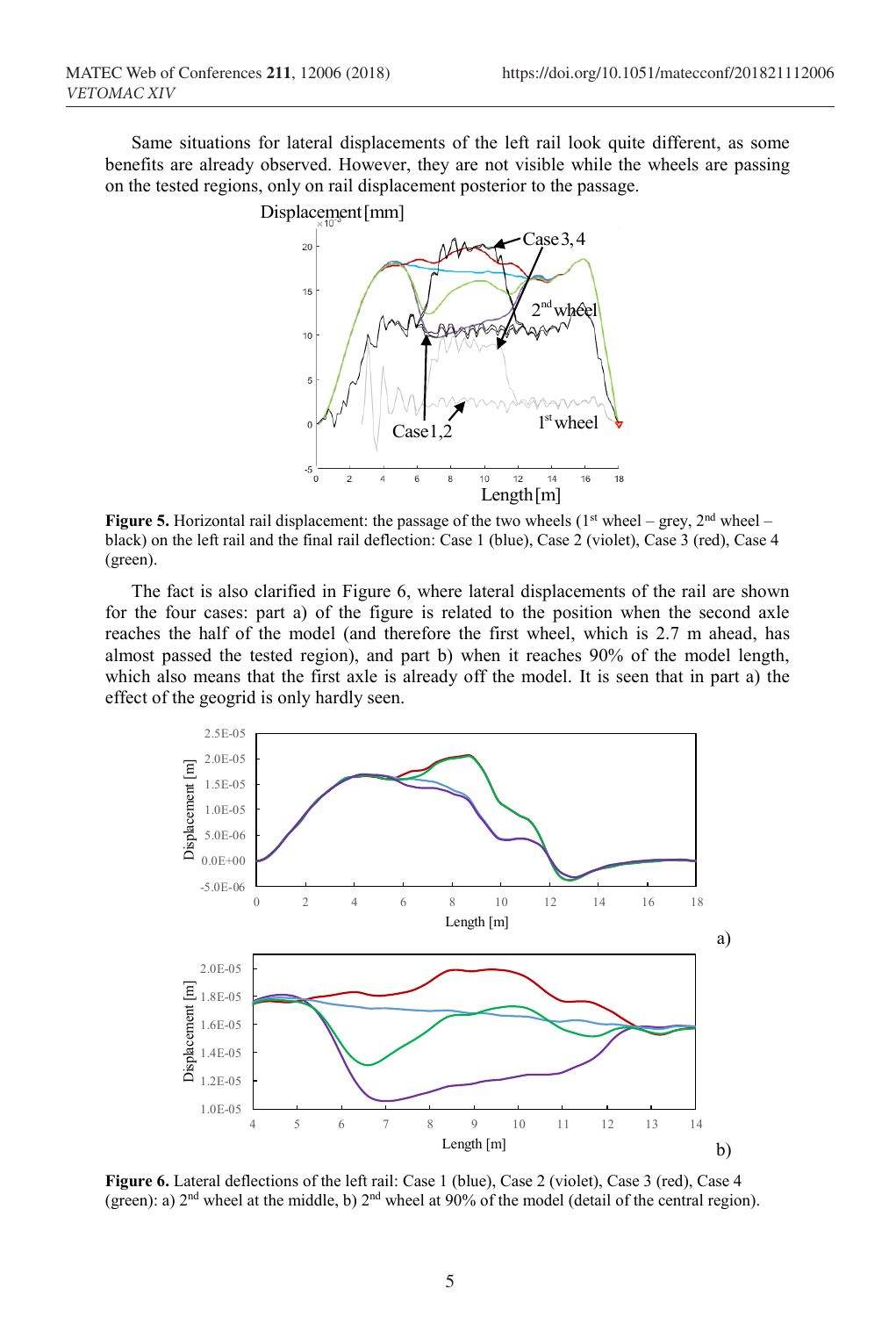Same situations for lateral displacements of the left rail look quite different, as some benefits are already observed. However, they are not visible while the wheels are passing on the tested regions, only on rail displacement posterior to the passage.

**Figure 5.** Horizontal rail displacement: the passage of the two wheels (1st wheel – grey, 2nd wheel – black) on the left rail and the final rail deflection: Case 1 (blue), Case 2 (violet), Case 3 (red), Case 4 (green).

The fact is also clarified in Figure 6, where lateral displacements of the rail are shown for the four cases: part a) of the figure is related to the position when the second axle reaches the half of the model (and therefore the first wheel, which is 2.7 m ahead, has almost passed the tested region), and part b) when it reaches 90% of the model length, which also means that the first axle is already off the model. It is seen that in part a) the effect of the geogrid is only hardly seen.

**Figure 6.** Lateral deflections of the left rail: Case 1 (blue), Case 2 (violet), Case 3 (red), Case 4 (green): a) 2nd wheel at the middle, b) 2nd wheel at 90% of the model (detail of the central region).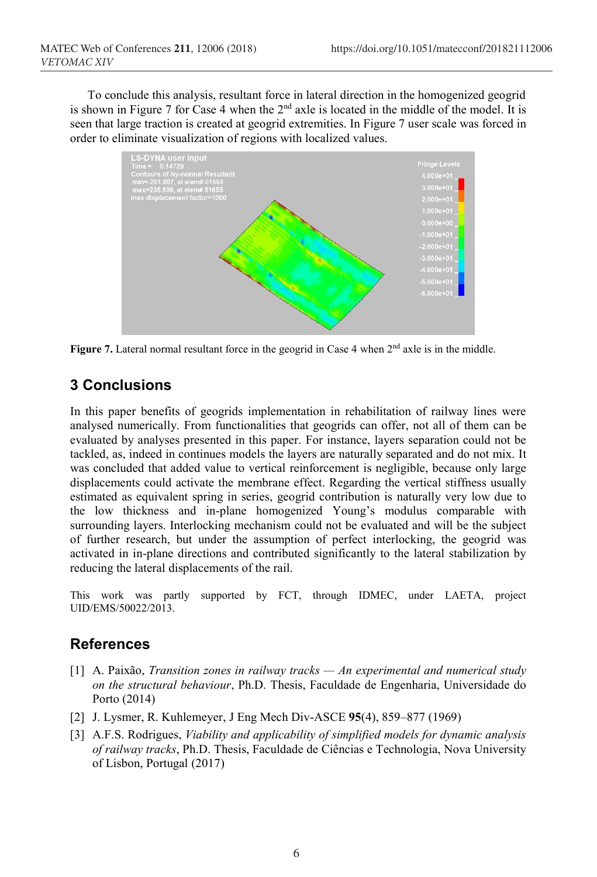To conclude this analysis, resultant force in lateral direction in the homogenized geogrid is shown in Figure 7 for Case 4 when the 2nd axle is located in the middle of the model. It is seen that large traction is created at geogrid extremities. In Figure 7 user scale was forced in order to eliminate visualization of regions with localized values.

LS-DYNA user input
Time = 0.14729
Contours of Ny-normal Resultant
min=-251.807, at elem# 51656
max=238.808, at elem# 51655
max displacement factor=1000

Fringe Levels
4.000e+01
3.000e+01
2.000e+01
1.000e+01
0.000e+00
-1.000e+01
-2.000e+01
-3.000e+01
-4.000e+01
-5.000e+01
-6.000e+01

**Figure 7.** Lateral normal resultant force in the geogrid in Case 4 when 2nd axle is in the middle.

## 3 Conclusions

In this paper benefits of geogrids implementation in rehabilitation of railway lines were analysed numerically. From functionalities that geogrids can offer, not all of them can be evaluated by analyses presented in this paper. For instance, layers separation could not be tackled, as, indeed in continues models the layers are naturally separated and do not mix. It was concluded that added value to vertical reinforcement is negligible, because only large displacements could activate the membrane effect. Regarding the vertical stiffness usually estimated as equivalent spring in series, geogrid contribution is naturally very low due to the low thickness and in-plane homogenized Young's modulus comparable with surrounding layers. Interlocking mechanism could not be evaluated and will be the subject of further research, but under the assumption of perfect interlocking, the geogrid was activated in in-plane directions and contributed significantly to the lateral stabilization by reducing the lateral displacements of the rail.

This work was partly supported by FCT, through IDMEC, under LAETA, project UID/EMS/50022/2013.

## References

[1] A. Paixão, *Transition zones in railway tracks — An experimental and numerical study on the structural behaviour*, Ph.D. Thesis, Faculdade de Engenharia, Universidade do Porto (2014)

[2] J. Lysmer, R. Kuhlemeyer, J Eng Mech Div-ASCE **95**(4), 859–877 (1969)

[3] A.F.S. Rodrigues, *Viability and applicability of simplified models for dynamic analysis of railway tracks*, Ph.D. Thesis, Faculdade de Ciências e Technologia, Nova University of Lisbon, Portugal (2017)